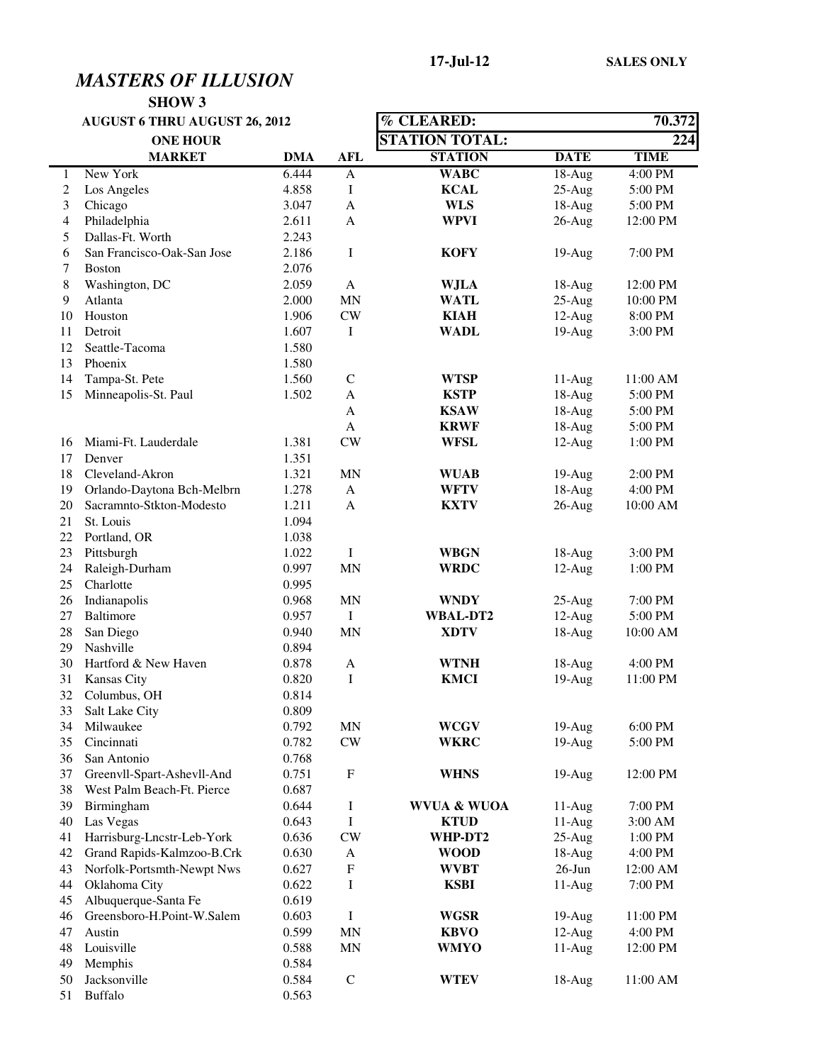17-Jul-12 **SALES ONLY**

# *MASTERS OF ILLUSION*

## SHOW 3

**AUGUST 6 THRU AUGUST 26, 2012**

**ONE HOUR**

| **% CLEARED:** | **70.372** |
|---|---|
| **STATION TOTAL:** | **224** |

| | MARKET | DMA | AFL | STATION | DATE | TIME |
|---|---|---|---|---|---|---|
| 1 | New York | 6.444 | A | **WABC** | 18-Aug | 4:00 PM |
| 2 | Los Angeles | 4.858 | I | **KCAL** | 25-Aug | 5:00 PM |
| 3 | Chicago | 3.047 | A | **WLS** | 18-Aug | 5:00 PM |
| 4 | Philadelphia | 2.611 | A | **WPVI** | 26-Aug | 12:00 PM |
| 5 | Dallas-Ft. Worth | 2.243 | | | | |
| 6 | San Francisco-Oak-San Jose | 2.186 | I | **KOFY** | 19-Aug | 7:00 PM |
| 7 | Boston | 2.076 | | | | |
| 8 | Washington, DC | 2.059 | A | **WJLA** | 18-Aug | 12:00 PM |
| 9 | Atlanta | 2.000 | MN | **WATL** | 25-Aug | 10:00 PM |
| 10 | Houston | 1.906 | CW | **KIAH** | 12-Aug | 8:00 PM |
| 11 | Detroit | 1.607 | I | **WADL** | 19-Aug | 3:00 PM |
| 12 | Seattle-Tacoma | 1.580 | | | | |
| 13 | Phoenix | 1.580 | | | | |
| 14 | Tampa-St. Pete | 1.560 | C | **WTSP** | 11-Aug | 11:00 AM |
| 15 | Minneapolis-St. Paul | 1.502 | A | **KSTP** | 18-Aug | 5:00 PM |
| | | | A | **KSAW** | 18-Aug | 5:00 PM |
| | | | A | **KRWF** | 18-Aug | 5:00 PM |
| 16 | Miami-Ft. Lauderdale | 1.381 | CW | **WFSL** | 12-Aug | 1:00 PM |
| 17 | Denver | 1.351 | | | | |
| 18 | Cleveland-Akron | 1.321 | MN | **WUAB** | 19-Aug | 2:00 PM |
| 19 | Orlando-Daytona Bch-Melbrn | 1.278 | A | **WFTV** | 18-Aug | 4:00 PM |
| 20 | Sacramnto-Stkton-Modesto | 1.211 | A | **KXTV** | 26-Aug | 10:00 AM |
| 21 | St. Louis | 1.094 | | | | |
| 22 | Portland, OR | 1.038 | | | | |
| 23 | Pittsburgh | 1.022 | I | **WBGN** | 18-Aug | 3:00 PM |
| 24 | Raleigh-Durham | 0.997 | MN | **WRDC** | 12-Aug | 1:00 PM |
| 25 | Charlotte | 0.995 | | | | |
| 26 | Indianapolis | 0.968 | MN | **WNDY** | 25-Aug | 7:00 PM |
| 27 | Baltimore | 0.957 | I | **WBAL-DT2** | 12-Aug | 5:00 PM |
| 28 | San Diego | 0.940 | MN | **XDTV** | 18-Aug | 10:00 AM |
| 29 | Nashville | 0.894 | | | | |
| 30 | Hartford & New Haven | 0.878 | A | **WTNH** | 18-Aug | 4:00 PM |
| 31 | Kansas City | 0.820 | I | **KMCI** | 19-Aug | 11:00 PM |
| 32 | Columbus, OH | 0.814 | | | | |
| 33 | Salt Lake City | 0.809 | | | | |
| 34 | Milwaukee | 0.792 | MN | **WCGV** | 19-Aug | 6:00 PM |
| 35 | Cincinnati | 0.782 | CW | **WKRC** | 19-Aug | 5:00 PM |
| 36 | San Antonio | 0.768 | | | | |
| 37 | Greenvll-Spart-Ashevll-And | 0.751 | F | **WHNS** | 19-Aug | 12:00 PM |
| 38 | West Palm Beach-Ft. Pierce | 0.687 | | | | |
| 39 | Birmingham | 0.644 | I | **WVUA & WUOA** | 11-Aug | 7:00 PM |
| 40 | Las Vegas | 0.643 | I | **KTUD** | 11-Aug | 3:00 AM |
| 41 | Harrisburg-Lncstr-Leb-York | 0.636 | CW | **WHP-DT2** | 25-Aug | 1:00 PM |
| 42 | Grand Rapids-Kalmzoo-B.Crk | 0.630 | A | **WOOD** | 18-Aug | 4:00 PM |
| 43 | Norfolk-Portsmth-Newpt Nws | 0.627 | F | **WVBT** | 26-Jun | 12:00 AM |
| 44 | Oklahoma City | 0.622 | I | **KSBI** | 11-Aug | 7:00 PM |
| 45 | Albuquerque-Santa Fe | 0.619 | | | | |
| 46 | Greensboro-H.Point-W.Salem | 0.603 | I | **WGSR** | 19-Aug | 11:00 PM |
| 47 | Austin | 0.599 | MN | **KBVO** | 12-Aug | 4:00 PM |
| 48 | Louisville | 0.588 | MN | **WMYO** | 11-Aug | 12:00 PM |
| 49 | Memphis | 0.584 | | | | |
| 50 | Jacksonville | 0.584 | C | **WTEV** | 18-Aug | 11:00 AM |
| 51 | Buffalo | 0.563 | | | | |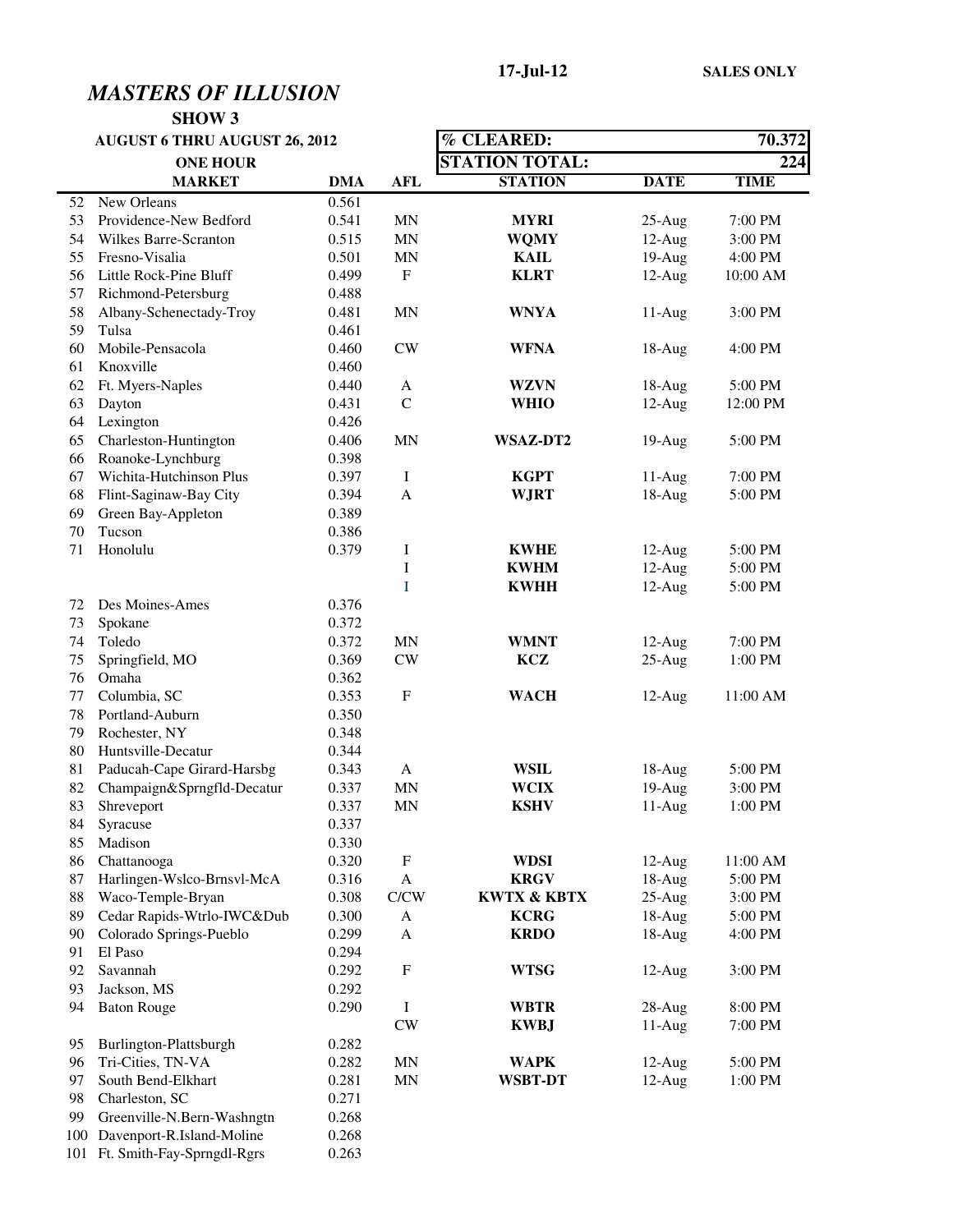17-Jul-12 **SALES ONLY**

# *MASTERS OF ILLUSION*

## SHOW 3

**AUGUST 6 THRU AUGUST 26, 2012**

**ONE HOUR**

| **% CLEARED:** | **70.372** |
|---|---|
| **STATION TOTAL:** | **224** |

| | MARKET | DMA | AFL | STATION | DATE | TIME |
|---|---|---|---|---|---|---|
| 52 | New Orleans | 0.561 | | | | |
| 53 | Providence-New Bedford | 0.541 | MN | **MYRI** | 25-Aug | 7:00 PM |
| 54 | Wilkes Barre-Scranton | 0.515 | MN | **WQMY** | 12-Aug | 3:00 PM |
| 55 | Fresno-Visalia | 0.501 | MN | **KAIL** | 19-Aug | 4:00 PM |
| 56 | Little Rock-Pine Bluff | 0.499 | F | **KLRT** | 12-Aug | 10:00 AM |
| 57 | Richmond-Petersburg | 0.488 | | | | |
| 58 | Albany-Schenectady-Troy | 0.481 | MN | **WNYA** | 11-Aug | 3:00 PM |
| 59 | Tulsa | 0.461 | | | | |
| 60 | Mobile-Pensacola | 0.460 | CW | **WFNA** | 18-Aug | 4:00 PM |
| 61 | Knoxville | 0.460 | | | | |
| 62 | Ft. Myers-Naples | 0.440 | A | **WZVN** | 18-Aug | 5:00 PM |
| 63 | Dayton | 0.431 | C | **WHIO** | 12-Aug | 12:00 PM |
| 64 | Lexington | 0.426 | | | | |
| 65 | Charleston-Huntington | 0.406 | MN | **WSAZ-DT2** | 19-Aug | 5:00 PM |
| 66 | Roanoke-Lynchburg | 0.398 | | | | |
| 67 | Wichita-Hutchinson Plus | 0.397 | I | **KGPT** | 11-Aug | 7:00 PM |
| 68 | Flint-Saginaw-Bay City | 0.394 | A | **WJRT** | 18-Aug | 5:00 PM |
| 69 | Green Bay-Appleton | 0.389 | | | | |
| 70 | Tucson | 0.386 | | | | |
| 71 | Honolulu | 0.379 | I | **KWHE** | 12-Aug | 5:00 PM |
| | | | I | **KWHM** | 12-Aug | 5:00 PM |
| | | | I | **KWHH** | 12-Aug | 5:00 PM |
| 72 | Des Moines-Ames | 0.376 | | | | |
| 73 | Spokane | 0.372 | | | | |
| 74 | Toledo | 0.372 | MN | **WMNT** | 12-Aug | 7:00 PM |
| 75 | Springfield, MO | 0.369 | CW | **KCZ** | 25-Aug | 1:00 PM |
| 76 | Omaha | 0.362 | | | | |
| 77 | Columbia, SC | 0.353 | F | **WACH** | 12-Aug | 11:00 AM |
| 78 | Portland-Auburn | 0.350 | | | | |
| 79 | Rochester, NY | 0.348 | | | | |
| 80 | Huntsville-Decatur | 0.344 | | | | |
| 81 | Paducah-Cape Girard-Harsbg | 0.343 | A | **WSIL** | 18-Aug | 5:00 PM |
| 82 | Champaign&Sprngfld-Decatur | 0.337 | MN | **WCIX** | 19-Aug | 3:00 PM |
| 83 | Shreveport | 0.337 | MN | **KSHV** | 11-Aug | 1:00 PM |
| 84 | Syracuse | 0.337 | | | | |
| 85 | Madison | 0.330 | | | | |
| 86 | Chattanooga | 0.320 | F | **WDSI** | 12-Aug | 11:00 AM |
| 87 | Harlingen-Wslco-Brnsvl-McA | 0.316 | A | **KRGV** | 18-Aug | 5:00 PM |
| 88 | Waco-Temple-Bryan | 0.308 | C/CW | **KWTX & KBTX** | 25-Aug | 3:00 PM |
| 89 | Cedar Rapids-Wtrlo-IWC&Dub | 0.300 | A | **KCRG** | 18-Aug | 5:00 PM |
| 90 | Colorado Springs-Pueblo | 0.299 | A | **KRDO** | 18-Aug | 4:00 PM |
| 91 | El Paso | 0.294 | | | | |
| 92 | Savannah | 0.292 | F | **WTSG** | 12-Aug | 3:00 PM |
| 93 | Jackson, MS | 0.292 | | | | |
| 94 | Baton Rouge | 0.290 | I | **WBTR** | 28-Aug | 8:00 PM |
| | | | CW | **KWBJ** | 11-Aug | 7:00 PM |
| 95 | Burlington-Plattsburgh | 0.282 | | | | |
| 96 | Tri-Cities, TN-VA | 0.282 | MN | **WAPK** | 12-Aug | 5:00 PM |
| 97 | South Bend-Elkhart | 0.281 | MN | **WSBT-DT** | 12-Aug | 1:00 PM |
| 98 | Charleston, SC | 0.271 | | | | |
| 99 | Greenville-N.Bern-Washngtn | 0.268 | | | | |
| 100 | Davenport-R.Island-Moline | 0.268 | | | | |
| 101 | Ft. Smith-Fay-Sprngdl-Rgrs | 0.263 | | | | |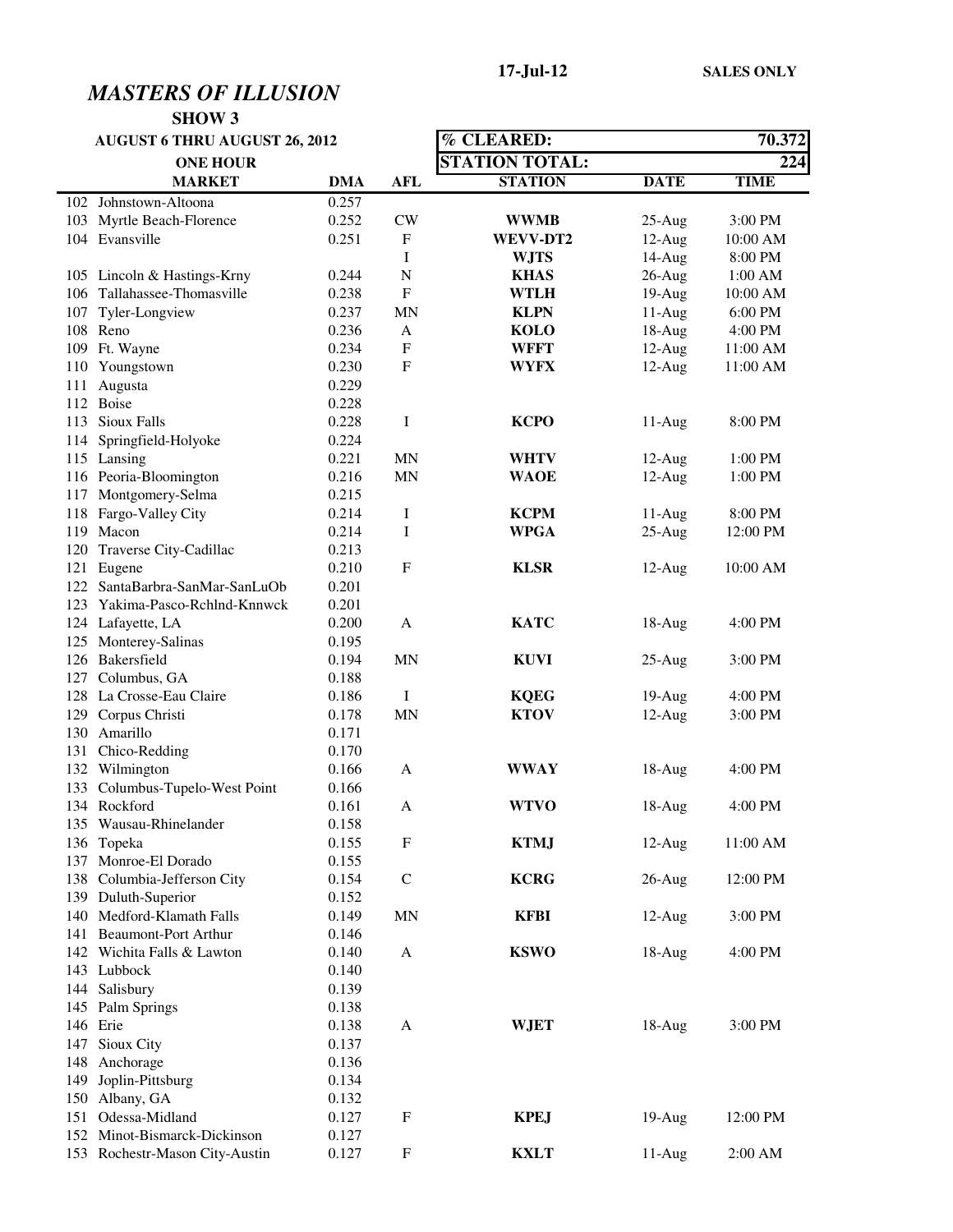17-Jul-12 **SALES ONLY**

# *MASTERS OF ILLUSION*

**SHOW 3**

**AUGUST 6 THRU AUGUST 26, 2012**

**ONE HOUR**

| % CLEARED: | 70.372 |
|---|---|
| STATION TOTAL: | 224 |

| | MARKET | DMA | AFL | STATION | DATE | TIME |
|---|---|---|---|---|---|---|
| 102 | Johnstown-Altoona | 0.257 | | | | |
| 103 | Myrtle Beach-Florence | 0.252 | CW | **WWMB** | 25-Aug | 3:00 PM |
| 104 | Evansville | 0.251 | F | **WEVV-DT2** | 12-Aug | 10:00 AM |
| | | | I | **WJTS** | 14-Aug | 8:00 PM |
| 105 | Lincoln & Hastings-Krny | 0.244 | N | **KHAS** | 26-Aug | 1:00 AM |
| 106 | Tallahassee-Thomasville | 0.238 | F | **WTLH** | 19-Aug | 10:00 AM |
| 107 | Tyler-Longview | 0.237 | MN | **KLPN** | 11-Aug | 6:00 PM |
| 108 | Reno | 0.236 | A | **KOLO** | 18-Aug | 4:00 PM |
| 109 | Ft. Wayne | 0.234 | F | **WFFT** | 12-Aug | 11:00 AM |
| 110 | Youngstown | 0.230 | F | **WYFX** | 12-Aug | 11:00 AM |
| 111 | Augusta | 0.229 | | | | |
| 112 | Boise | 0.228 | | | | |
| 113 | Sioux Falls | 0.228 | I | **KCPO** | 11-Aug | 8:00 PM |
| 114 | Springfield-Holyoke | 0.224 | | | | |
| 115 | Lansing | 0.221 | MN | **WHTV** | 12-Aug | 1:00 PM |
| 116 | Peoria-Bloomington | 0.216 | MN | **WAOE** | 12-Aug | 1:00 PM |
| 117 | Montgomery-Selma | 0.215 | | | | |
| 118 | Fargo-Valley City | 0.214 | I | **KCPM** | 11-Aug | 8:00 PM |
| 119 | Macon | 0.214 | I | **WPGA** | 25-Aug | 12:00 PM |
| 120 | Traverse City-Cadillac | 0.213 | | | | |
| 121 | Eugene | 0.210 | F | **KLSR** | 12-Aug | 10:00 AM |
| 122 | SantaBarbra-SanMar-SanLuOb | 0.201 | | | | |
| 123 | Yakima-Pasco-Rchlnd-Knnwck | 0.201 | | | | |
| 124 | Lafayette, LA | 0.200 | A | **KATC** | 18-Aug | 4:00 PM |
| 125 | Monterey-Salinas | 0.195 | | | | |
| 126 | Bakersfield | 0.194 | MN | **KUVI** | 25-Aug | 3:00 PM |
| 127 | Columbus, GA | 0.188 | | | | |
| 128 | La Crosse-Eau Claire | 0.186 | I | **KQEG** | 19-Aug | 4:00 PM |
| 129 | Corpus Christi | 0.178 | MN | **KTOV** | 12-Aug | 3:00 PM |
| 130 | Amarillo | 0.171 | | | | |
| 131 | Chico-Redding | 0.170 | | | | |
| 132 | Wilmington | 0.166 | A | **WWAY** | 18-Aug | 4:00 PM |
| 133 | Columbus-Tupelo-West Point | 0.166 | | | | |
| 134 | Rockford | 0.161 | A | **WTVO** | 18-Aug | 4:00 PM |
| 135 | Wausau-Rhinelander | 0.158 | | | | |
| 136 | Topeka | 0.155 | F | **KTMJ** | 12-Aug | 11:00 AM |
| 137 | Monroe-El Dorado | 0.155 | | | | |
| 138 | Columbia-Jefferson City | 0.154 | C | **KCRG** | 26-Aug | 12:00 PM |
| 139 | Duluth-Superior | 0.152 | | | | |
| 140 | Medford-Klamath Falls | 0.149 | MN | **KFBI** | 12-Aug | 3:00 PM |
| 141 | Beaumont-Port Arthur | 0.146 | | | | |
| 142 | Wichita Falls & Lawton | 0.140 | A | **KSWO** | 18-Aug | 4:00 PM |
| 143 | Lubbock | 0.140 | | | | |
| 144 | Salisbury | 0.139 | | | | |
| 145 | Palm Springs | 0.138 | | | | |
| 146 | Erie | 0.138 | A | **WJET** | 18-Aug | 3:00 PM |
| 147 | Sioux City | 0.137 | | | | |
| 148 | Anchorage | 0.136 | | | | |
| 149 | Joplin-Pittsburg | 0.134 | | | | |
| 150 | Albany, GA | 0.132 | | | | |
| 151 | Odessa-Midland | 0.127 | F | **KPEJ** | 19-Aug | 12:00 PM |
| 152 | Minot-Bismarck-Dickinson | 0.127 | | | | |
| 153 | Rochestr-Mason City-Austin | 0.127 | F | **KXLT** | 11-Aug | 2:00 AM |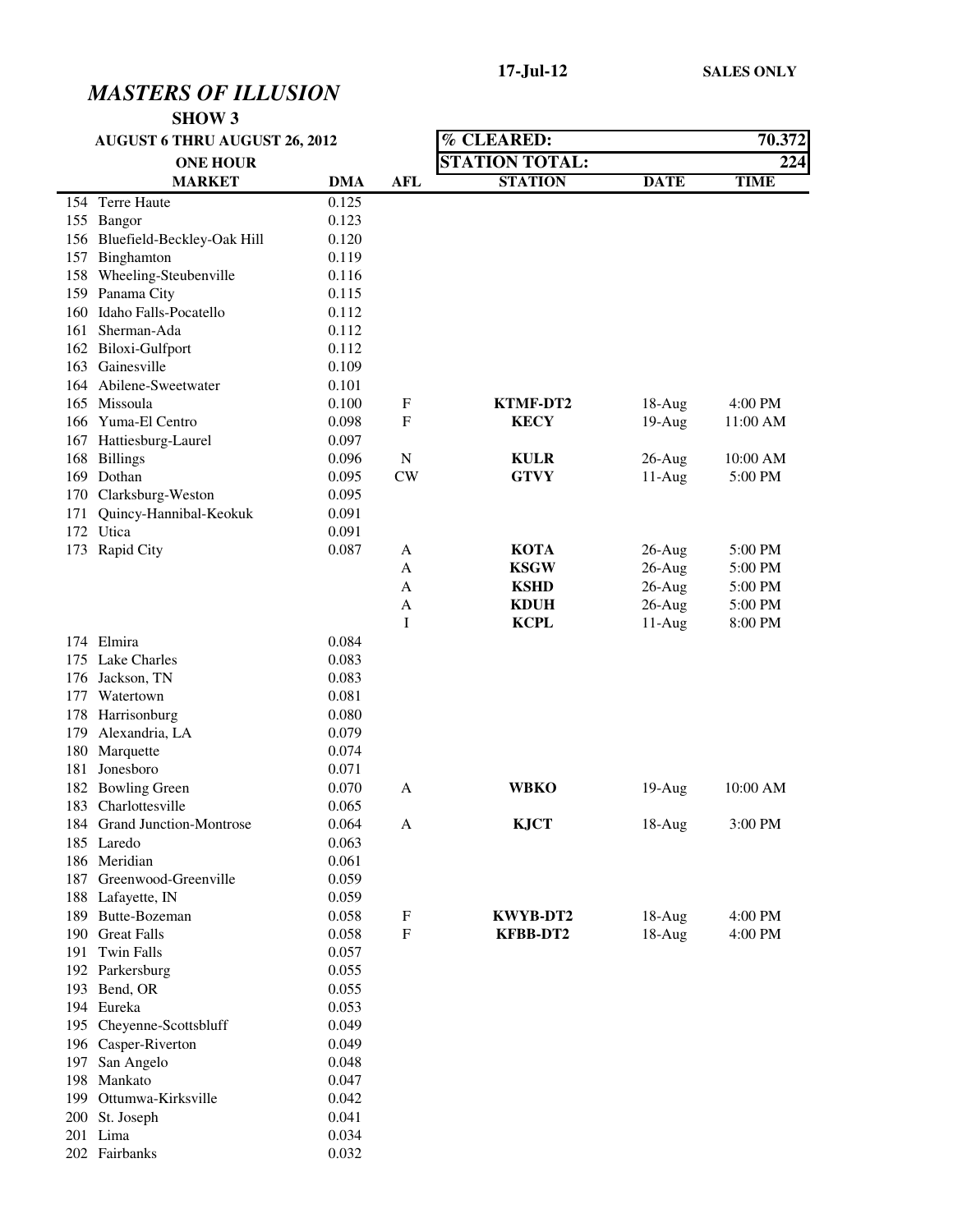17-Jul-12 **SALES ONLY**

# *MASTERS OF ILLUSION*

**SHOW 3**

**AUGUST 6 THRU AUGUST 26, 2012**

**ONE HOUR**

| % CLEARED: | 70.372 |
|---|---|
| STATION TOTAL: | 224 |

| | MARKET | DMA | AFL | STATION | DATE | TIME |
|---|---|---|---|---|---|---|
| 154 | Terre Haute | 0.125 | | | | |
| 155 | Bangor | 0.123 | | | | |
| 156 | Bluefield-Beckley-Oak Hill | 0.120 | | | | |
| 157 | Binghamton | 0.119 | | | | |
| 158 | Wheeling-Steubenville | 0.116 | | | | |
| 159 | Panama City | 0.115 | | | | |
| 160 | Idaho Falls-Pocatello | 0.112 | | | | |
| 161 | Sherman-Ada | 0.112 | | | | |
| 162 | Biloxi-Gulfport | 0.112 | | | | |
| 163 | Gainesville | 0.109 | | | | |
| 164 | Abilene-Sweetwater | 0.101 | | | | |
| 165 | Missoula | 0.100 | F | **KTMF-DT2** | 18-Aug | 4:00 PM |
| 166 | Yuma-El Centro | 0.098 | F | **KECY** | 19-Aug | 11:00 AM |
| 167 | Hattiesburg-Laurel | 0.097 | | | | |
| 168 | Billings | 0.096 | N | **KULR** | 26-Aug | 10:00 AM |
| 169 | Dothan | 0.095 | CW | **GTVY** | 11-Aug | 5:00 PM |
| 170 | Clarksburg-Weston | 0.095 | | | | |
| 171 | Quincy-Hannibal-Keokuk | 0.091 | | | | |
| 172 | Utica | 0.091 | | | | |
| 173 | Rapid City | 0.087 | A | **KOTA** | 26-Aug | 5:00 PM |
| | | | A | **KSGW** | 26-Aug | 5:00 PM |
| | | | A | **KSHD** | 26-Aug | 5:00 PM |
| | | | A | **KDUH** | 26-Aug | 5:00 PM |
| | | | I | **KCPL** | 11-Aug | 8:00 PM |
| 174 | Elmira | 0.084 | | | | |
| 175 | Lake Charles | 0.083 | | | | |
| 176 | Jackson, TN | 0.083 | | | | |
| 177 | Watertown | 0.081 | | | | |
| 178 | Harrisonburg | 0.080 | | | | |
| 179 | Alexandria, LA | 0.079 | | | | |
| 180 | Marquette | 0.074 | | | | |
| 181 | Jonesboro | 0.071 | | | | |
| 182 | Bowling Green | 0.070 | A | **WBKO** | 19-Aug | 10:00 AM |
| 183 | Charlottesville | 0.065 | | | | |
| 184 | Grand Junction-Montrose | 0.064 | A | **KJCT** | 18-Aug | 3:00 PM |
| 185 | Laredo | 0.063 | | | | |
| 186 | Meridian | 0.061 | | | | |
| 187 | Greenwood-Greenville | 0.059 | | | | |
| 188 | Lafayette, IN | 0.059 | | | | |
| 189 | Butte-Bozeman | 0.058 | F | **KWYB-DT2** | 18-Aug | 4:00 PM |
| 190 | Great Falls | 0.058 | F | **KFBB-DT2** | 18-Aug | 4:00 PM |
| 191 | Twin Falls | 0.057 | | | | |
| 192 | Parkersburg | 0.055 | | | | |
| 193 | Bend, OR | 0.055 | | | | |
| 194 | Eureka | 0.053 | | | | |
| 195 | Cheyenne-Scottsbluff | 0.049 | | | | |
| 196 | Casper-Riverton | 0.049 | | | | |
| 197 | San Angelo | 0.048 | | | | |
| 198 | Mankato | 0.047 | | | | |
| 199 | Ottumwa-Kirksville | 0.042 | | | | |
| 200 | St. Joseph | 0.041 | | | | |
| 201 | Lima | 0.034 | | | | |
| 202 | Fairbanks | 0.032 | | | | |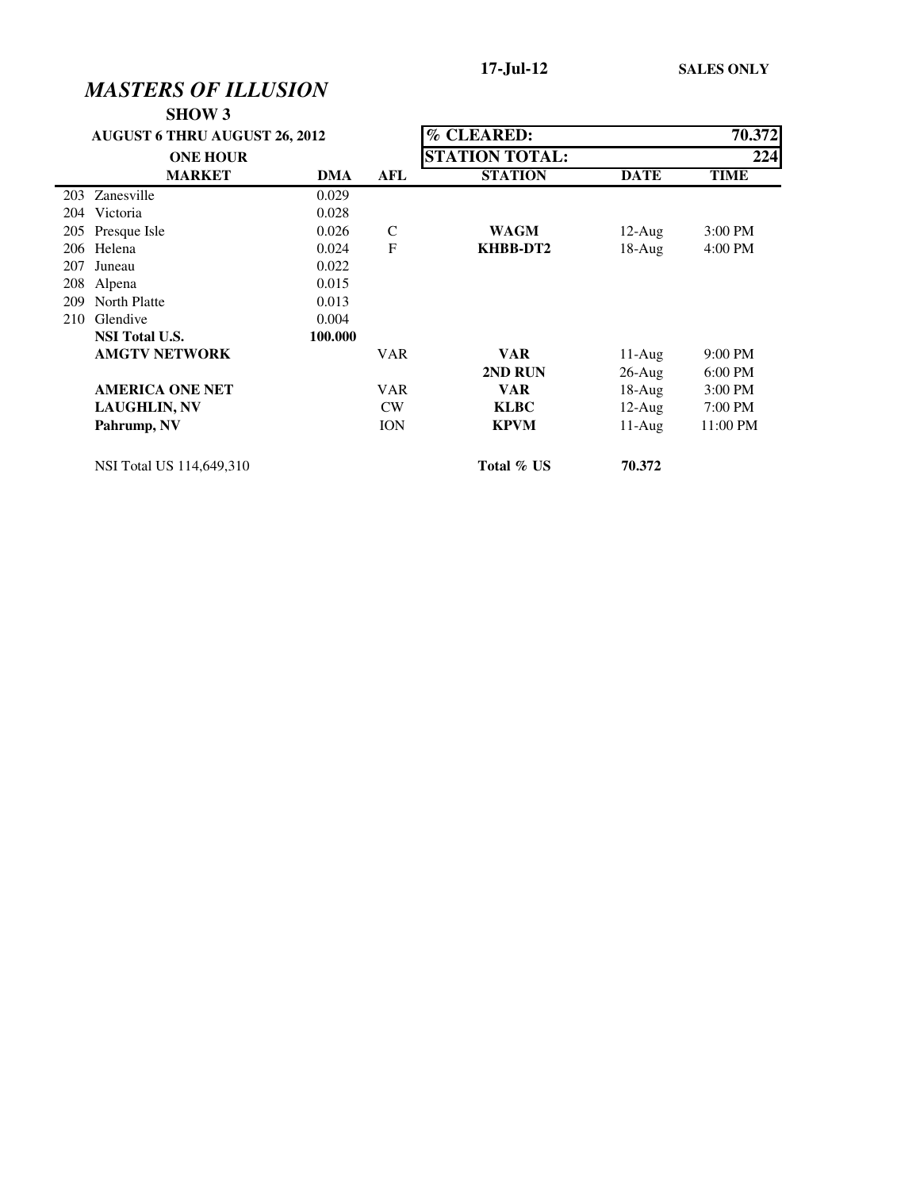17-Jul-12 SALES ONLY

# *MASTERS OF ILLUSION*

**SHOW 3**

**AUGUST 6 THRU AUGUST 26, 2012**

**ONE HOUR**

| | | | | **% CLEARED:** | | **70.372** |
|---|---|---|---|---|---|---|
| | | | | **STATION TOTAL:** | | **224** |
| | **MARKET** | **DMA** | **AFL** | **STATION** | **DATE** | **TIME** |
| 203 | Zanesville | 0.029 | | | | |
| 204 | Victoria | 0.028 | | | | |
| 205 | Presque Isle | 0.026 | C | **WAGM** | 12-Aug | 3:00 PM |
| 206 | Helena | 0.024 | F | **KHBB-DT2** | 18-Aug | 4:00 PM |
| 207 | Juneau | 0.022 | | | | |
| 208 | Alpena | 0.015 | | | | |
| 209 | North Platte | 0.013 | | | | |
| 210 | Glendive | 0.004 | | | | |
| | **NSI Total U.S.** | **100.000** | | | | |
| | **AMGTV NETWORK** | | VAR | **VAR** | 11-Aug | 9:00 PM |
| | | | | **2ND RUN** | 26-Aug | 6:00 PM |
| | **AMERICA ONE NET** | | VAR | **VAR** | 18-Aug | 3:00 PM |
| | **LAUGHLIN, NV** | | CW | **KLBC** | 12-Aug | 7:00 PM |
| | **Pahrump, NV** | | ION | **KPVM** | 11-Aug | 11:00 PM |
| | NSI Total US 114,649,310 | | | **Total % US** | **70.372** | |